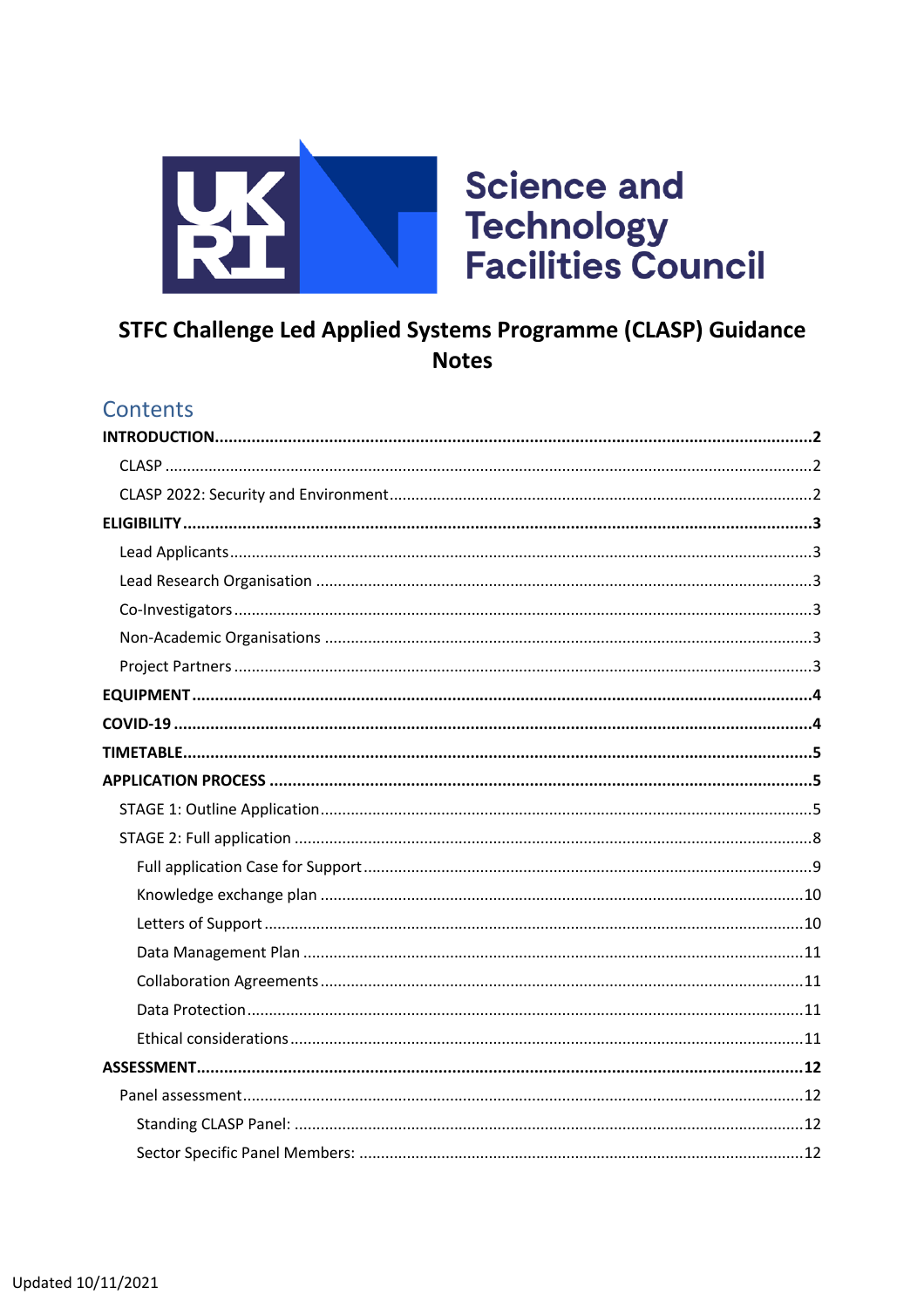Science and Technology Facilities Council

# STFC Challenge Led Applied Systems Programme (CLASP) Guidance Notes

## Contents

**INTRODUCTION** ..... **2**

- CLASP ..... 2
- CLASP 2022: Security and Environment ..... 2

**ELIGIBILITY** ..... **3**

- Lead Applicants ..... 3
- Lead Research Organisation ..... 3
- Co-Investigators ..... 3
- Non-Academic Organisations ..... 3
- Project Partners ..... 3

**EQUIPMENT** ..... **4**

**COVID-19** ..... **4**

**TIMETABLE** ..... **5**

**APPLICATION PROCESS** ..... **5**

- STAGE 1: Outline Application ..... 5
- STAGE 2: Full application ..... 8
  - Full application Case for Support ..... 9
  - Knowledge exchange plan ..... 10
  - Letters of Support ..... 10
  - Data Management Plan ..... 11
  - Collaboration Agreements ..... 11
  - Data Protection ..... 11
  - Ethical considerations ..... 11

**ASSESSMENT** ..... **12**

- Panel assessment ..... 12
  - Standing CLASP Panel: ..... 12
  - Sector Specific Panel Members: ..... 12

Updated 10/11/2021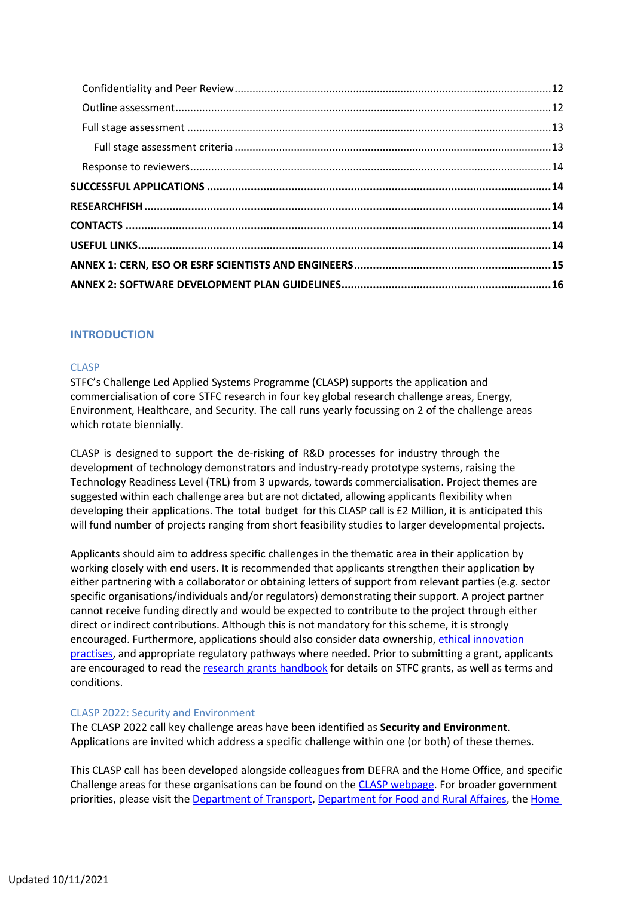Confidentiality and Peer Review ........................................................................................................12
Outline assessment ............................................................................................................................12
Full stage assessment .........................................................................................................................13
Full stage assessment criteria ........................................................................................................13
Response to reviewers ........................................................................................................................14
**SUCCESSFUL APPLICATIONS** ..............................................................................................................14
**RESEARCHFISH** ..................................................................................................................................14
**CONTACTS** ..........................................................................................................................................14
**USEFUL LINKS** ....................................................................................................................................14
**ANNEX 1: CERN, ESO OR ESRF SCIENTISTS AND ENGINEERS** ..............................................................15
**ANNEX 2: SOFTWARE DEVELOPMENT PLAN GUIDELINES** ..................................................................16

# INTRODUCTION

## CLASP

STFC's Challenge Led Applied Systems Programme (CLASP) supports the application and commercialisation of core STFC research in four key global research challenge areas, Energy, Environment, Healthcare, and Security. The call runs yearly focussing on 2 of the challenge areas which rotate biennially.

CLASP is designed to support the de-risking of R&D processes for industry through the development of technology demonstrators and industry-ready prototype systems, raising the Technology Readiness Level (TRL) from 3 upwards, towards commercialisation. Project themes are suggested within each challenge area but are not dictated, allowing applicants flexibility when developing their applications. The total budget for this CLASP call is £2 Million, it is anticipated this will fund number of projects ranging from short feasibility studies to larger developmental projects.

Applicants should aim to address specific challenges in the thematic area in their application by working closely with end users. It is recommended that applicants strengthen their application by either partnering with a collaborator or obtaining letters of support from relevant parties (e.g. sector specific organisations/individuals and/or regulators) demonstrating their support. A project partner cannot receive funding directly and would be expected to contribute to the project through either direct or indirect contributions. Although this is not mandatory for this scheme, it is strongly encouraged. Furthermore, applications should also consider data ownership, ethical innovation practises, and appropriate regulatory pathways where needed. Prior to submitting a grant, applicants are encouraged to read the research grants handbook for details on STFC grants, as well as terms and conditions.

## CLASP 2022: Security and Environment

The CLASP 2022 call key challenge areas have been identified as **Security and Environment**. Applications are invited which address a specific challenge within one (or both) of these themes.

This CLASP call has been developed alongside colleagues from DEFRA and the Home Office, and specific Challenge areas for these organisations can be found on the CLASP webpage. For broader government priorities, please visit the Department of Transport, Department for Food and Rural Affaires, the Home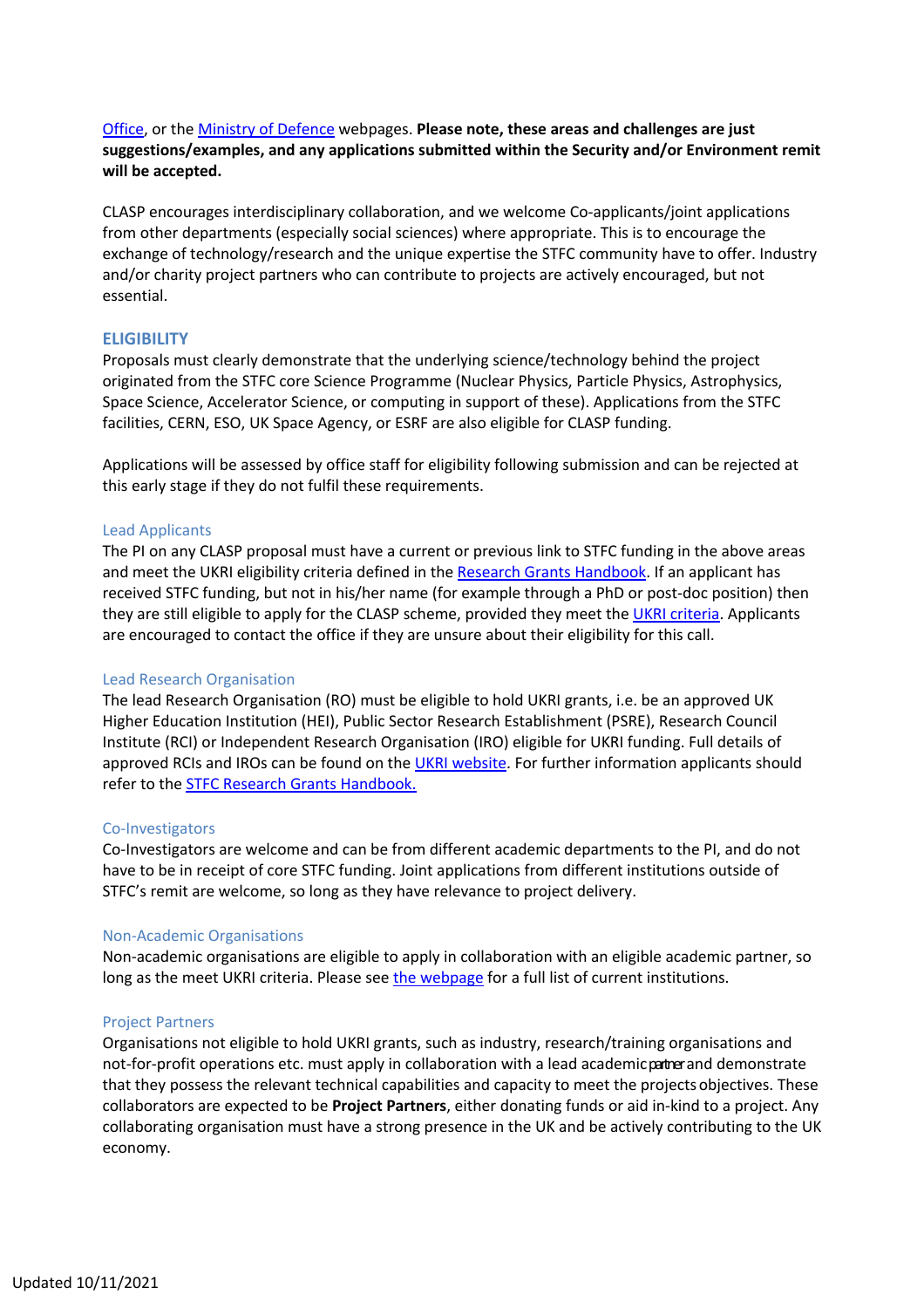Office, or the Ministry of Defence webpages. **Please note, these areas and challenges are just suggestions/examples, and any applications submitted within the Security and/or Environment remit will be accepted.**

CLASP encourages interdisciplinary collaboration, and we welcome Co-applicants/joint applications from other departments (especially social sciences) where appropriate. This is to encourage the exchange of technology/research and the unique expertise the STFC community have to offer. Industry and/or charity project partners who can contribute to projects are actively encouraged, but not essential.

## ELIGIBILITY

Proposals must clearly demonstrate that the underlying science/technology behind the project originated from the STFC core Science Programme (Nuclear Physics, Particle Physics, Astrophysics, Space Science, Accelerator Science, or computing in support of these). Applications from the STFC facilities, CERN, ESO, UK Space Agency, or ESRF are also eligible for CLASP funding.

Applications will be assessed by office staff for eligibility following submission and can be rejected at this early stage if they do not fulfil these requirements.

### Lead Applicants

The PI on any CLASP proposal must have a current or previous link to STFC funding in the above areas and meet the UKRI eligibility criteria defined in the Research Grants Handbook. If an applicant has received STFC funding, but not in his/her name (for example through a PhD or post-doc position) then they are still eligible to apply for the CLASP scheme, provided they meet the UKRI criteria. Applicants are encouraged to contact the office if they are unsure about their eligibility for this call.

### Lead Research Organisation

The lead Research Organisation (RO) must be eligible to hold UKRI grants, i.e. be an approved UK Higher Education Institution (HEI), Public Sector Research Establishment (PSRE), Research Council Institute (RCI) or Independent Research Organisation (IRO) eligible for UKRI funding. Full details of approved RCIs and IROs can be found on the UKRI website. For further information applicants should refer to the STFC Research Grants Handbook.

### Co-Investigators

Co-Investigators are welcome and can be from different academic departments to the PI, and do not have to be in receipt of core STFC funding. Joint applications from different institutions outside of STFC's remit are welcome, so long as they have relevance to project delivery.

### Non-Academic Organisations

Non-academic organisations are eligible to apply in collaboration with an eligible academic partner, so long as the meet UKRI criteria. Please see the webpage for a full list of current institutions.

### Project Partners

Organisations not eligible to hold UKRI grants, such as industry, research/training organisations and not-for-profit operations etc. must apply in collaboration with a lead academic partner and demonstrate that they possess the relevant technical capabilities and capacity to meet the projects objectives. These collaborators are expected to be **Project Partners**, either donating funds or aid in-kind to a project. Any collaborating organisation must have a strong presence in the UK and be actively contributing to the UK economy.

Updated 10/11/2021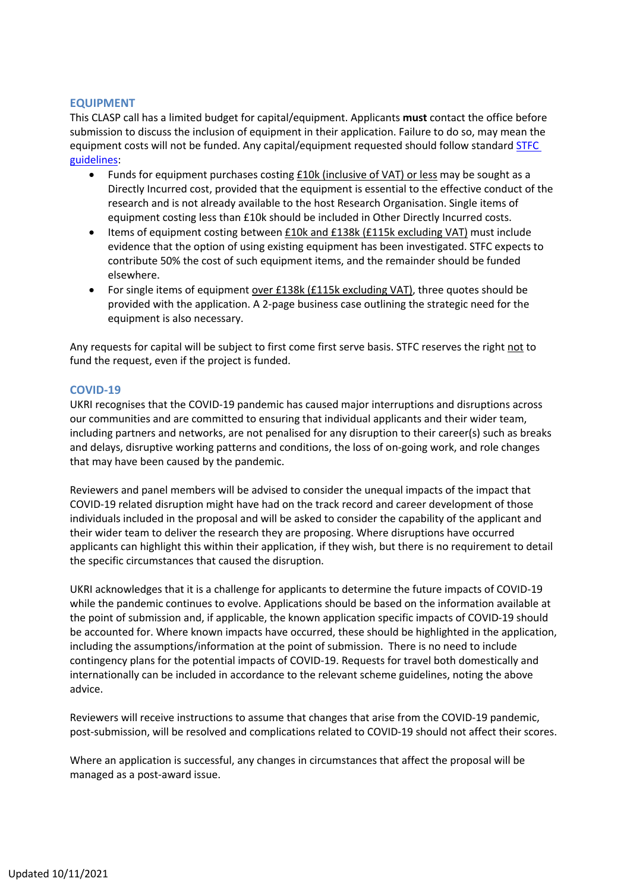## EQUIPMENT

This CLASP call has a limited budget for capital/equipment. Applicants **must** contact the office before submission to discuss the inclusion of equipment in their application. Failure to do so, may mean the equipment costs will not be funded. Any capital/equipment requested should follow standard STFC guidelines:

- Funds for equipment purchases costing £10k (inclusive of VAT) or less may be sought as a Directly Incurred cost, provided that the equipment is essential to the effective conduct of the research and is not already available to the host Research Organisation. Single items of equipment costing less than £10k should be included in Other Directly Incurred costs.
- Items of equipment costing between £10k and £138k (£115k excluding VAT) must include evidence that the option of using existing equipment has been investigated. STFC expects to contribute 50% the cost of such equipment items, and the remainder should be funded elsewhere.
- For single items of equipment over £138k (£115k excluding VAT), three quotes should be provided with the application. A 2-page business case outlining the strategic need for the equipment is also necessary.

Any requests for capital will be subject to first come first serve basis. STFC reserves the right not to fund the request, even if the project is funded.

## COVID-19

UKRI recognises that the COVID-19 pandemic has caused major interruptions and disruptions across our communities and are committed to ensuring that individual applicants and their wider team, including partners and networks, are not penalised for any disruption to their career(s) such as breaks and delays, disruptive working patterns and conditions, the loss of on-going work, and role changes that may have been caused by the pandemic.

Reviewers and panel members will be advised to consider the unequal impacts of the impact that COVID-19 related disruption might have had on the track record and career development of those individuals included in the proposal and will be asked to consider the capability of the applicant and their wider team to deliver the research they are proposing. Where disruptions have occurred applicants can highlight this within their application, if they wish, but there is no requirement to detail the specific circumstances that caused the disruption.

UKRI acknowledges that it is a challenge for applicants to determine the future impacts of COVID-19 while the pandemic continues to evolve. Applications should be based on the information available at the point of submission and, if applicable, the known application specific impacts of COVID-19 should be accounted for. Where known impacts have occurred, these should be highlighted in the application, including the assumptions/information at the point of submission. There is no need to include contingency plans for the potential impacts of COVID-19. Requests for travel both domestically and internationally can be included in accordance to the relevant scheme guidelines, noting the above advice.

Reviewers will receive instructions to assume that changes that arise from the COVID-19 pandemic, post-submission, will be resolved and complications related to COVID-19 should not affect their scores.

Where an application is successful, any changes in circumstances that affect the proposal will be managed as a post-award issue.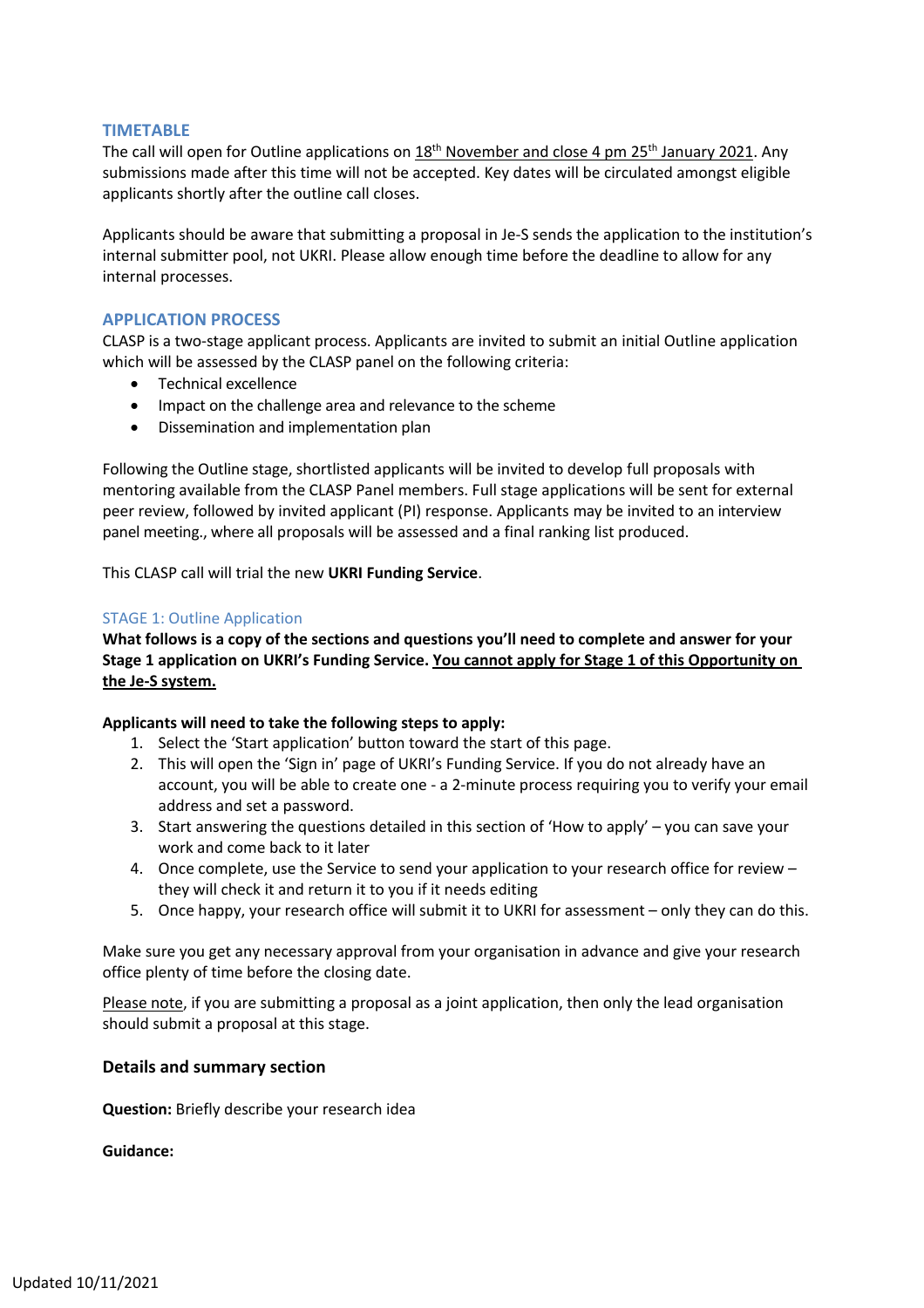## TIMETABLE

The call will open for Outline applications on 18th November and close 4 pm 25th January 2021. Any submissions made after this time will not be accepted. Key dates will be circulated amongst eligible applicants shortly after the outline call closes.

Applicants should be aware that submitting a proposal in Je-S sends the application to the institution's internal submitter pool, not UKRI. Please allow enough time before the deadline to allow for any internal processes.

## APPLICATION PROCESS

CLASP is a two-stage applicant process. Applicants are invited to submit an initial Outline application which will be assessed by the CLASP panel on the following criteria:

- Technical excellence
- Impact on the challenge area and relevance to the scheme
- Dissemination and implementation plan

Following the Outline stage, shortlisted applicants will be invited to develop full proposals with mentoring available from the CLASP Panel members. Full stage applications will be sent for external peer review, followed by invited applicant (PI) response. Applicants may be invited to an interview panel meeting., where all proposals will be assessed and a final ranking list produced.

This CLASP call will trial the new **UKRI Funding Service**.

### STAGE 1: Outline Application

**What follows is a copy of the sections and questions you'll need to complete and answer for your Stage 1 application on UKRI's Funding Service. You cannot apply for Stage 1 of this Opportunity on the Je-S system.**

**Applicants will need to take the following steps to apply:**

1. Select the 'Start application' button toward the start of this page.
2. This will open the 'Sign in' page of UKRI's Funding Service. If you do not already have an account, you will be able to create one - a 2-minute process requiring you to verify your email address and set a password.
3. Start answering the questions detailed in this section of 'How to apply' – you can save your work and come back to it later
4. Once complete, use the Service to send your application to your research office for review – they will check it and return it to you if it needs editing
5. Once happy, your research office will submit it to UKRI for assessment – only they can do this.

Make sure you get any necessary approval from your organisation in advance and give your research office plenty of time before the closing date.

Please note, if you are submitting a proposal as a joint application, then only the lead organisation should submit a proposal at this stage.

#### Details and summary section

**Question:** Briefly describe your research idea

**Guidance:**

Updated 10/11/2021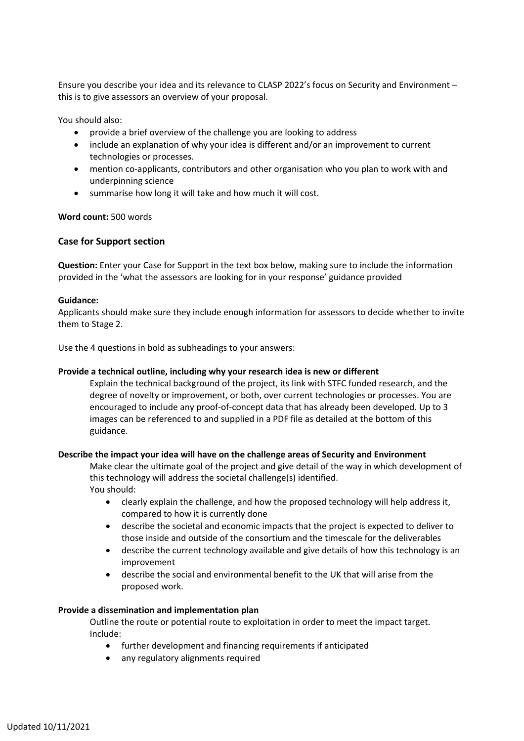Ensure you describe your idea and its relevance to CLASP 2022's focus on Security and Environment – this is to give assessors an overview of your proposal.

You should also:

- provide a brief overview of the challenge you are looking to address
- include an explanation of why your idea is different and/or an improvement to current technologies or processes.
- mention co-applicants, contributors and other organisation who you plan to work with and underpinning science
- summarise how long it will take and how much it will cost.

**Word count:** 500 words

### Case for Support section

**Question:** Enter your Case for Support in the text box below, making sure to include the information provided in the 'what the assessors are looking for in your response' guidance provided

**Guidance:**
Applicants should make sure they include enough information for assessors to decide whether to invite them to Stage 2.

Use the 4 questions in bold as subheadings to your answers:

**Provide a technical outline, including why your research idea is new or different**

Explain the technical background of the project, its link with STFC funded research, and the degree of novelty or improvement, or both, over current technologies or processes. You are encouraged to include any proof-of-concept data that has already been developed. Up to 3 images can be referenced to and supplied in a PDF file as detailed at the bottom of this guidance.

**Describe the impact your idea will have on the challenge areas of Security and Environment**

Make clear the ultimate goal of the project and give detail of the way in which development of this technology will address the societal challenge(s) identified.
You should:

- clearly explain the challenge, and how the proposed technology will help address it, compared to how it is currently done
- describe the societal and economic impacts that the project is expected to deliver to those inside and outside of the consortium and the timescale for the deliverables
- describe the current technology available and give details of how this technology is an improvement
- describe the social and environmental benefit to the UK that will arise from the proposed work.

**Provide a dissemination and implementation plan**

Outline the route or potential route to exploitation in order to meet the impact target.
Include:

- further development and financing requirements if anticipated
- any regulatory alignments required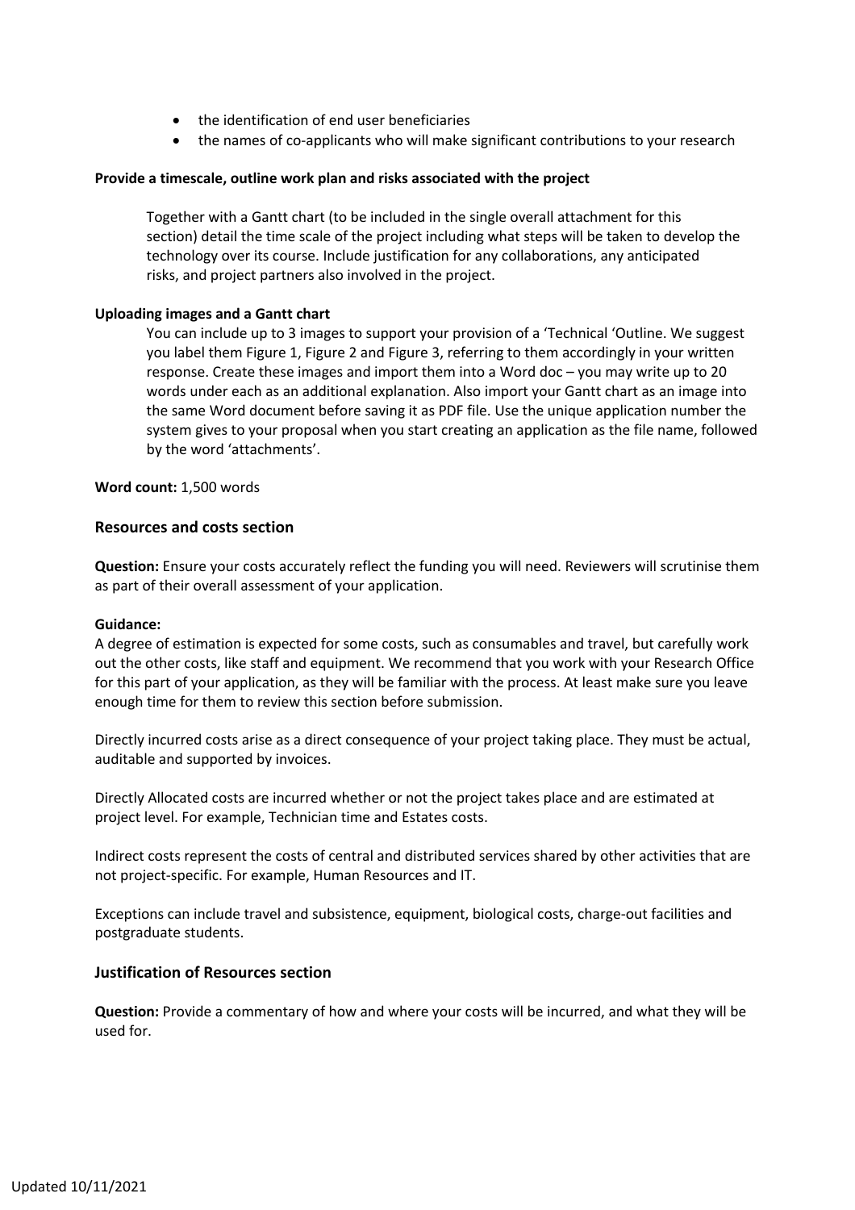- the identification of end user beneficiaries
- the names of co-applicants who will make significant contributions to your research

**Provide a timescale, outline work plan and risks associated with the project**

Together with a Gantt chart (to be included in the single overall attachment for this section) detail the time scale of the project including what steps will be taken to develop the technology over its course. Include justification for any collaborations, any anticipated risks, and project partners also involved in the project.

**Uploading images and a Gantt chart**

You can include up to 3 images to support your provision of a 'Technical 'Outline. We suggest you label them Figure 1, Figure 2 and Figure 3, referring to them accordingly in your written response. Create these images and import them into a Word doc – you may write up to 20 words under each as an additional explanation. Also import your Gantt chart as an image into the same Word document before saving it as PDF file. Use the unique application number the system gives to your proposal when you start creating an application as the file name, followed by the word 'attachments'.

**Word count:** 1,500 words

### Resources and costs section

**Question:** Ensure your costs accurately reflect the funding you will need. Reviewers will scrutinise them as part of their overall assessment of your application.

**Guidance:**

A degree of estimation is expected for some costs, such as consumables and travel, but carefully work out the other costs, like staff and equipment. We recommend that you work with your Research Office for this part of your application, as they will be familiar with the process. At least make sure you leave enough time for them to review this section before submission.

Directly incurred costs arise as a direct consequence of your project taking place. They must be actual, auditable and supported by invoices.

Directly Allocated costs are incurred whether or not the project takes place and are estimated at project level. For example, Technician time and Estates costs.

Indirect costs represent the costs of central and distributed services shared by other activities that are not project-specific. For example, Human Resources and IT.

Exceptions can include travel and subsistence, equipment, biological costs, charge-out facilities and postgraduate students.

### Justification of Resources section

**Question:** Provide a commentary of how and where your costs will be incurred, and what they will be used for.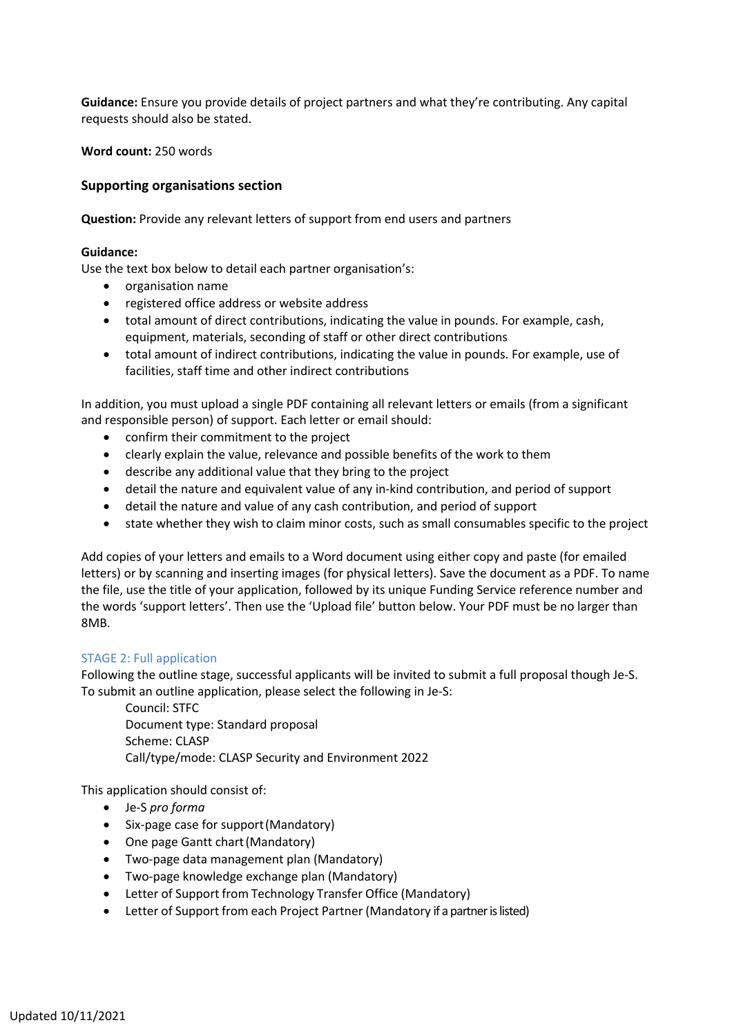**Guidance:** Ensure you provide details of project partners and what they're contributing. Any capital requests should also be stated.

**Word count:** 250 words

### Supporting organisations section

**Question:** Provide any relevant letters of support from end users and partners

**Guidance:**
Use the text box below to detail each partner organisation's:

- organisation name
- registered office address or website address
- total amount of direct contributions, indicating the value in pounds. For example, cash, equipment, materials, seconding of staff or other direct contributions
- total amount of indirect contributions, indicating the value in pounds. For example, use of facilities, staff time and other indirect contributions

In addition, you must upload a single PDF containing all relevant letters or emails (from a significant and responsible person) of support. Each letter or email should:

- confirm their commitment to the project
- clearly explain the value, relevance and possible benefits of the work to them
- describe any additional value that they bring to the project
- detail the nature and equivalent value of any in-kind contribution, and period of support
- detail the nature and value of any cash contribution, and period of support
- state whether they wish to claim minor costs, such as small consumables specific to the project

Add copies of your letters and emails to a Word document using either copy and paste (for emailed letters) or by scanning and inserting images (for physical letters). Save the document as a PDF. To name the file, use the title of your application, followed by its unique Funding Service reference number and the words 'support letters'. Then use the 'Upload file' button below. Your PDF must be no larger than 8MB.

## STAGE 2: Full application

Following the outline stage, successful applicants will be invited to submit a full proposal though Je-S. To submit an outline application, please select the following in Je-S:

Council: STFC
Document type: Standard proposal
Scheme: CLASP
Call/type/mode: CLASP Security and Environment 2022

This application should consist of:

- Je-S *pro forma*
- Six-page case for support (Mandatory)
- One page Gantt chart (Mandatory)
- Two-page data management plan (Mandatory)
- Two-page knowledge exchange plan (Mandatory)
- Letter of Support from Technology Transfer Office (Mandatory)
- Letter of Support from each Project Partner (Mandatory if a partner is listed)

Updated 10/11/2021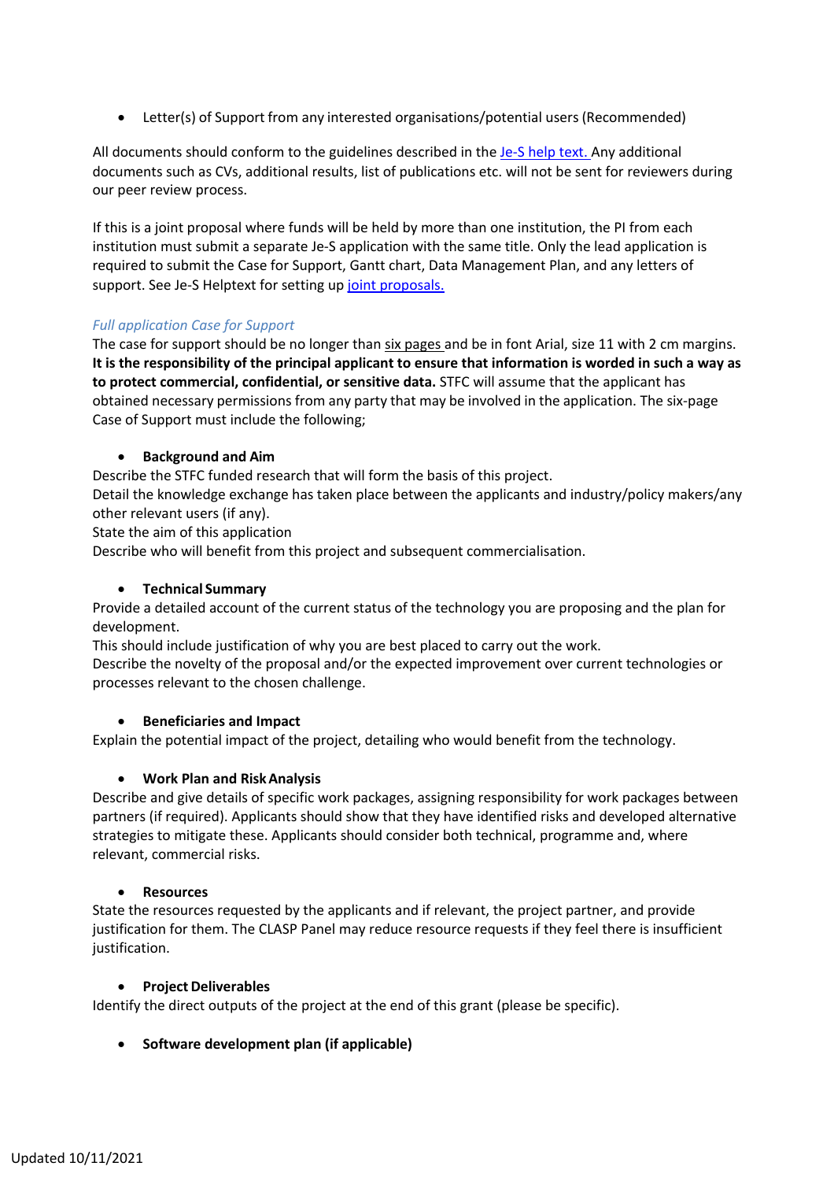- Letter(s) of Support from any interested organisations/potential users (Recommended)

All documents should conform to the guidelines described in the [Je-S help text.](#) Any additional documents such as CVs, additional results, list of publications etc. will not be sent for reviewers during our peer review process.

If this is a joint proposal where funds will be held by more than one institution, the PI from each institution must submit a separate Je-S application with the same title. Only the lead application is required to submit the Case for Support, Gantt chart, Data Management Plan, and any letters of support. See Je-S Helptext for setting up [joint proposals.](#)

*Full application Case for Support*

The case for support should be no longer than six pages and be in font Arial, size 11 with 2 cm margins. **It is the responsibility of the principal applicant to ensure that information is worded in such a way as to protect commercial, confidential, or sensitive data.** STFC will assume that the applicant has obtained necessary permissions from any party that may be involved in the application. The six-page Case of Support must include the following;

- **Background and Aim**

Describe the STFC funded research that will form the basis of this project.
Detail the knowledge exchange has taken place between the applicants and industry/policy makers/any other relevant users (if any).
State the aim of this application
Describe who will benefit from this project and subsequent commercialisation.

- **Technical Summary**

Provide a detailed account of the current status of the technology you are proposing and the plan for development.
This should include justification of why you are best placed to carry out the work.
Describe the novelty of the proposal and/or the expected improvement over current technologies or processes relevant to the chosen challenge.

- **Beneficiaries and Impact**

Explain the potential impact of the project, detailing who would benefit from the technology.

- **Work Plan and Risk Analysis**

Describe and give details of specific work packages, assigning responsibility for work packages between partners (if required). Applicants should show that they have identified risks and developed alternative strategies to mitigate these. Applicants should consider both technical, programme and, where relevant, commercial risks.

- **Resources**

State the resources requested by the applicants and if relevant, the project partner, and provide justification for them. The CLASP Panel may reduce resource requests if they feel there is insufficient justification.

- **Project Deliverables**

Identify the direct outputs of the project at the end of this grant (please be specific).

- **Software development plan (if applicable)**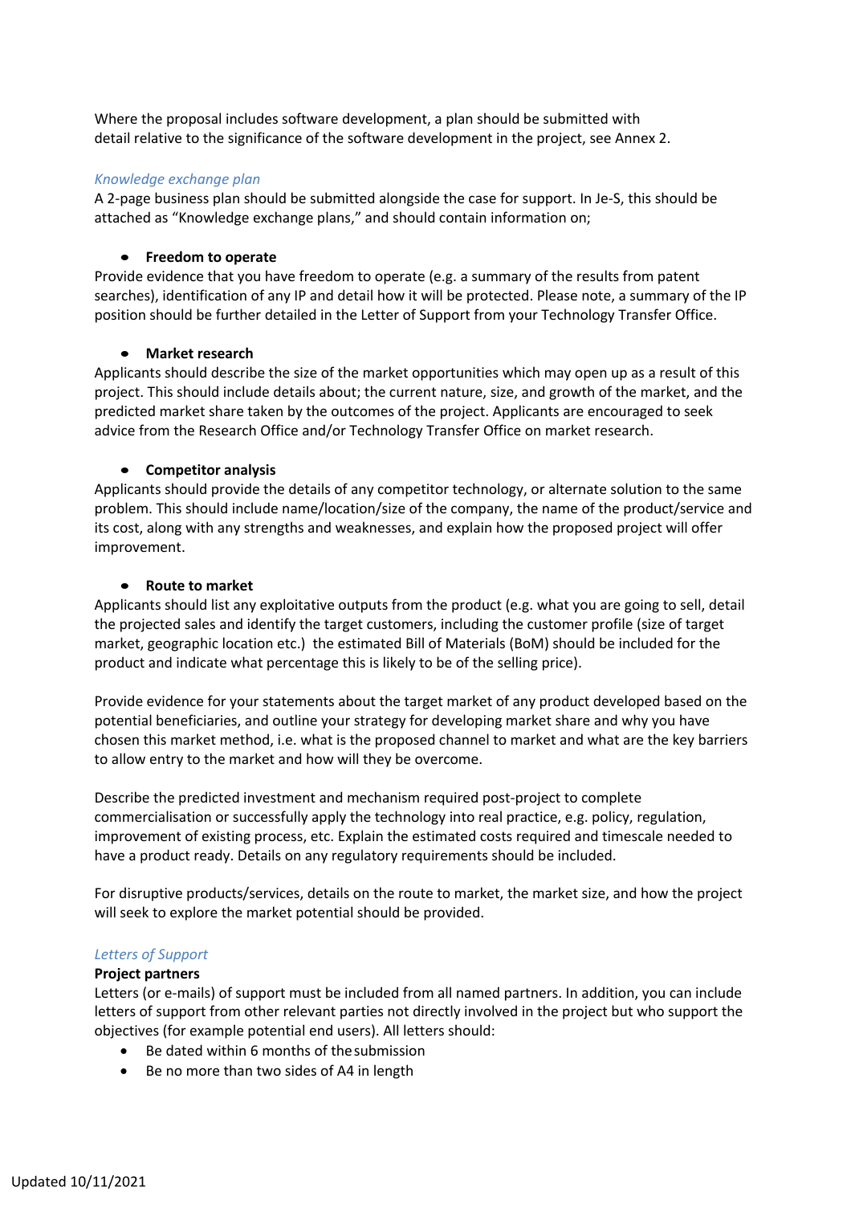Where the proposal includes software development, a plan should be submitted with detail relative to the significance of the software development in the project, see Annex 2.

### *Knowledge exchange plan*

A 2-page business plan should be submitted alongside the case for support. In Je-S, this should be attached as "Knowledge exchange plans," and should contain information on;

- **Freedom to operate**

Provide evidence that you have freedom to operate (e.g. a summary of the results from patent searches), identification of any IP and detail how it will be protected. Please note, a summary of the IP position should be further detailed in the Letter of Support from your Technology Transfer Office.

- **Market research**

Applicants should describe the size of the market opportunities which may open up as a result of this project. This should include details about; the current nature, size, and growth of the market, and the predicted market share taken by the outcomes of the project. Applicants are encouraged to seek advice from the Research Office and/or Technology Transfer Office on market research.

- **Competitor analysis**

Applicants should provide the details of any competitor technology, or alternate solution to the same problem. This should include name/location/size of the company, the name of the product/service and its cost, along with any strengths and weaknesses, and explain how the proposed project will offer improvement.

- **Route to market**

Applicants should list any exploitative outputs from the product (e.g. what you are going to sell, detail the projected sales and identify the target customers, including the customer profile (size of target market, geographic location etc.) the estimated Bill of Materials (BoM) should be included for the product and indicate what percentage this is likely to be of the selling price).

Provide evidence for your statements about the target market of any product developed based on the potential beneficiaries, and outline your strategy for developing market share and why you have chosen this market method, i.e. what is the proposed channel to market and what are the key barriers to allow entry to the market and how will they be overcome.

Describe the predicted investment and mechanism required post-project to complete commercialisation or successfully apply the technology into real practice, e.g. policy, regulation, improvement of existing process, etc. Explain the estimated costs required and timescale needed to have a product ready. Details on any regulatory requirements should be included.

For disruptive products/services, details on the route to market, the market size, and how the project will seek to explore the market potential should be provided.

### *Letters of Support*

**Project partners**

Letters (or e-mails) of support must be included from all named partners. In addition, you can include letters of support from other relevant parties not directly involved in the project but who support the objectives (for example potential end users). All letters should:

- Be dated within 6 months of the submission
- Be no more than two sides of A4 in length

Updated 10/11/2021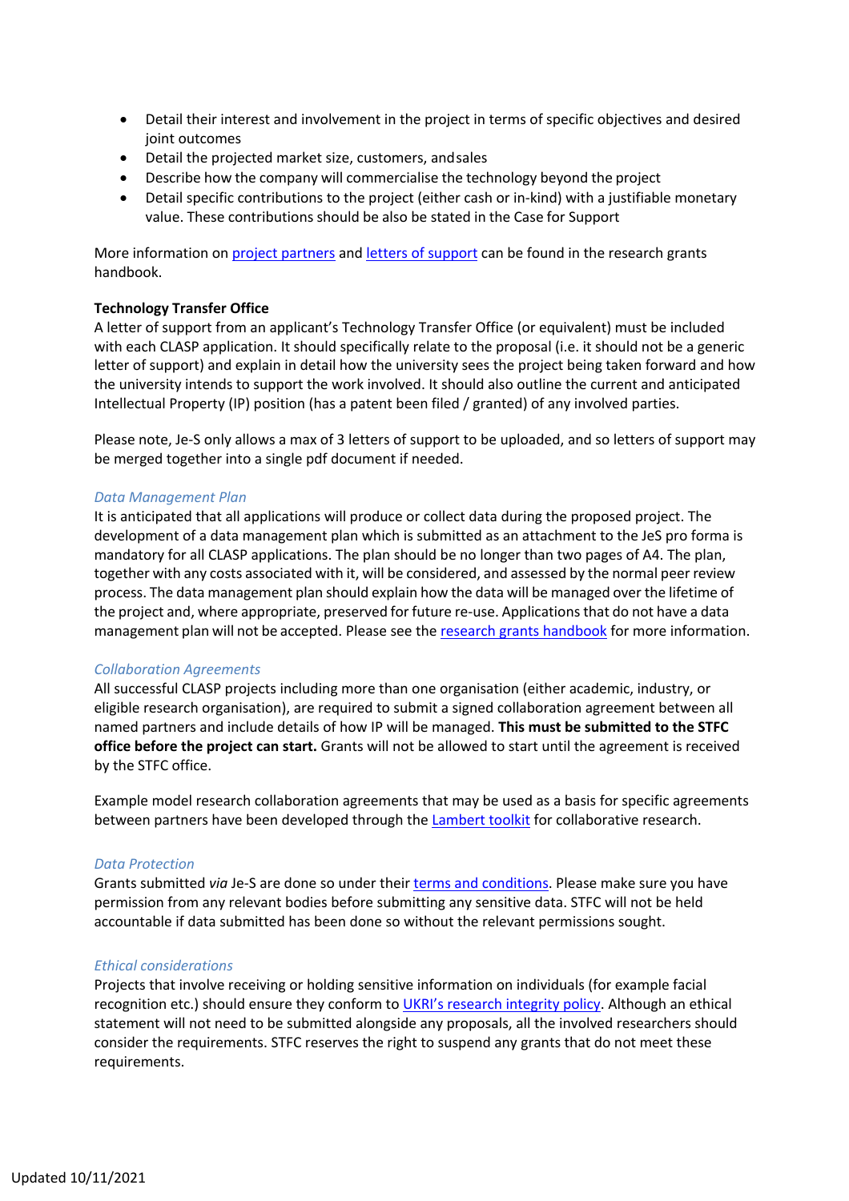- Detail their interest and involvement in the project in terms of specific objectives and desired joint outcomes
- Detail the projected market size, customers, and sales
- Describe how the company will commercialise the technology beyond the project
- Detail specific contributions to the project (either cash or in-kind) with a justifiable monetary value. These contributions should be also be stated in the Case for Support

More information on [project partners]() and [letters of support]() can be found in the research grants handbook.

**Technology Transfer Office**

A letter of support from an applicant's Technology Transfer Office (or equivalent) must be included with each CLASP application. It should specifically relate to the proposal (i.e. it should not be a generic letter of support) and explain in detail how the university sees the project being taken forward and how the university intends to support the work involved. It should also outline the current and anticipated Intellectual Property (IP) position (has a patent been filed / granted) of any involved parties.

Please note, Je-S only allows a max of 3 letters of support to be uploaded, and so letters of support may be merged together into a single pdf document if needed.

### *Data Management Plan*

It is anticipated that all applications will produce or collect data during the proposed project. The development of a data management plan which is submitted as an attachment to the JeS pro forma is mandatory for all CLASP applications. The plan should be no longer than two pages of A4. The plan, together with any costs associated with it, will be considered, and assessed by the normal peer review process. The data management plan should explain how the data will be managed over the lifetime of the project and, where appropriate, preserved for future re-use. Applications that do not have a data management plan will not be accepted. Please see the [research grants handbook]() for more information.

### *Collaboration Agreements*

All successful CLASP projects including more than one organisation (either academic, industry, or eligible research organisation), are required to submit a signed collaboration agreement between all named partners and include details of how IP will be managed. **This must be submitted to the STFC office before the project can start.** Grants will not be allowed to start until the agreement is received by the STFC office.

Example model research collaboration agreements that may be used as a basis for specific agreements between partners have been developed through the [Lambert toolkit]() for collaborative research.

### *Data Protection*

Grants submitted *via* Je-S are done so under their [terms and conditions](). Please make sure you have permission from any relevant bodies before submitting any sensitive data. STFC will not be held accountable if data submitted has been done so without the relevant permissions sought.

### *Ethical considerations*

Projects that involve receiving or holding sensitive information on individuals (for example facial recognition etc.) should ensure they conform to [UKRI's research integrity policy](). Although an ethical statement will not need to be submitted alongside any proposals, all the involved researchers should consider the requirements. STFC reserves the right to suspend any grants that do not meet these requirements.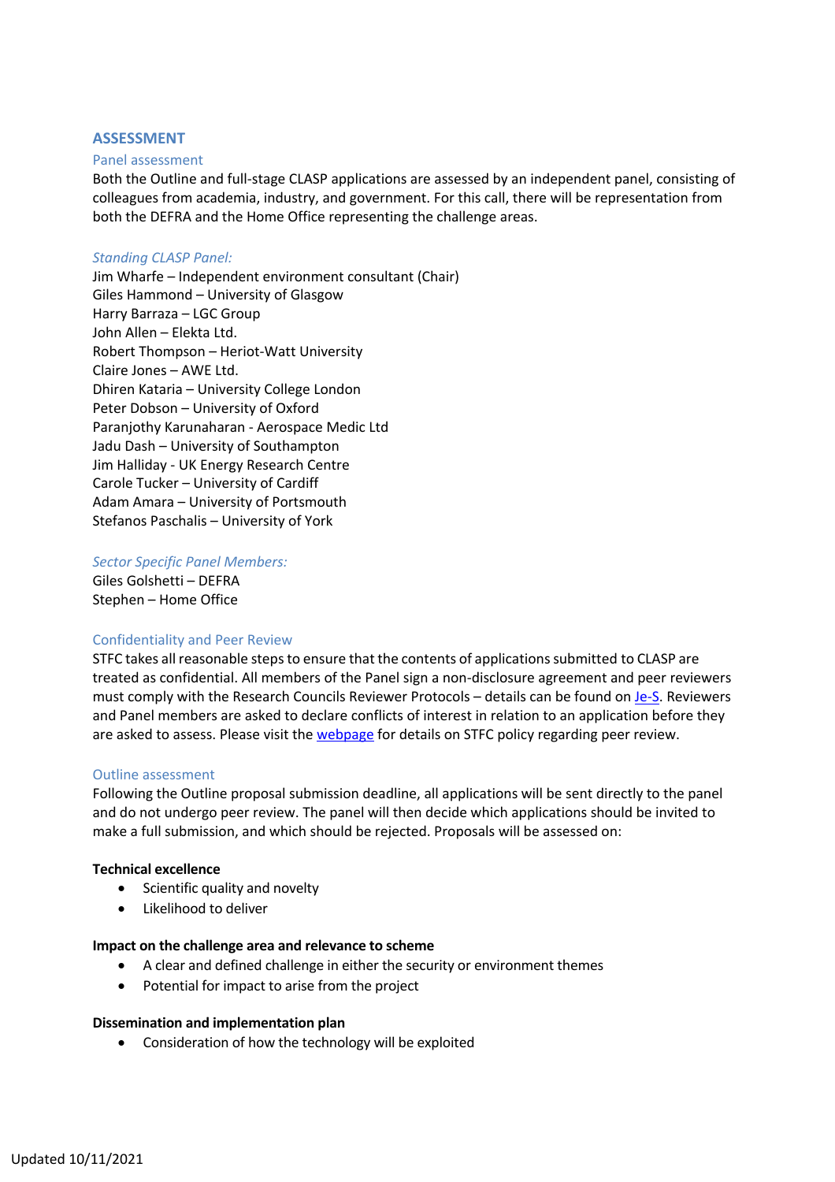## ASSESSMENT

### Panel assessment

Both the Outline and full-stage CLASP applications are assessed by an independent panel, consisting of colleagues from academia, industry, and government. For this call, there will be representation from both the DEFRA and the Home Office representing the challenge areas.

*Standing CLASP Panel:*

Jim Wharfe – Independent environment consultant (Chair)
Giles Hammond – University of Glasgow
Harry Barraza – LGC Group
John Allen – Elekta Ltd.
Robert Thompson – Heriot-Watt University
Claire Jones – AWE Ltd.
Dhiren Kataria – University College London
Peter Dobson – University of Oxford
Paranjothy Karunaharan - Aerospace Medic Ltd
Jadu Dash – University of Southampton
Jim Halliday - UK Energy Research Centre
Carole Tucker – University of Cardiff
Adam Amara – University of Portsmouth
Stefanos Paschalis – University of York

*Sector Specific Panel Members:*

Giles Golshetti – DEFRA
Stephen – Home Office

### Confidentiality and Peer Review

STFC takes all reasonable steps to ensure that the contents of applications submitted to CLASP are treated as confidential. All members of the Panel sign a non-disclosure agreement and peer reviewers must comply with the Research Councils Reviewer Protocols – details can be found on [Je-S](). Reviewers and Panel members are asked to declare conflicts of interest in relation to an application before they are asked to assess. Please visit the [webpage]() for details on STFC policy regarding peer review.

### Outline assessment

Following the Outline proposal submission deadline, all applications will be sent directly to the panel and do not undergo peer review. The panel will then decide which applications should be invited to make a full submission, and which should be rejected. Proposals will be assessed on:

**Technical excellence**

- Scientific quality and novelty
- Likelihood to deliver

**Impact on the challenge area and relevance to scheme**

- A clear and defined challenge in either the security or environment themes
- Potential for impact to arise from the project

**Dissemination and implementation plan**

- Consideration of how the technology will be exploited

Updated 10/11/2021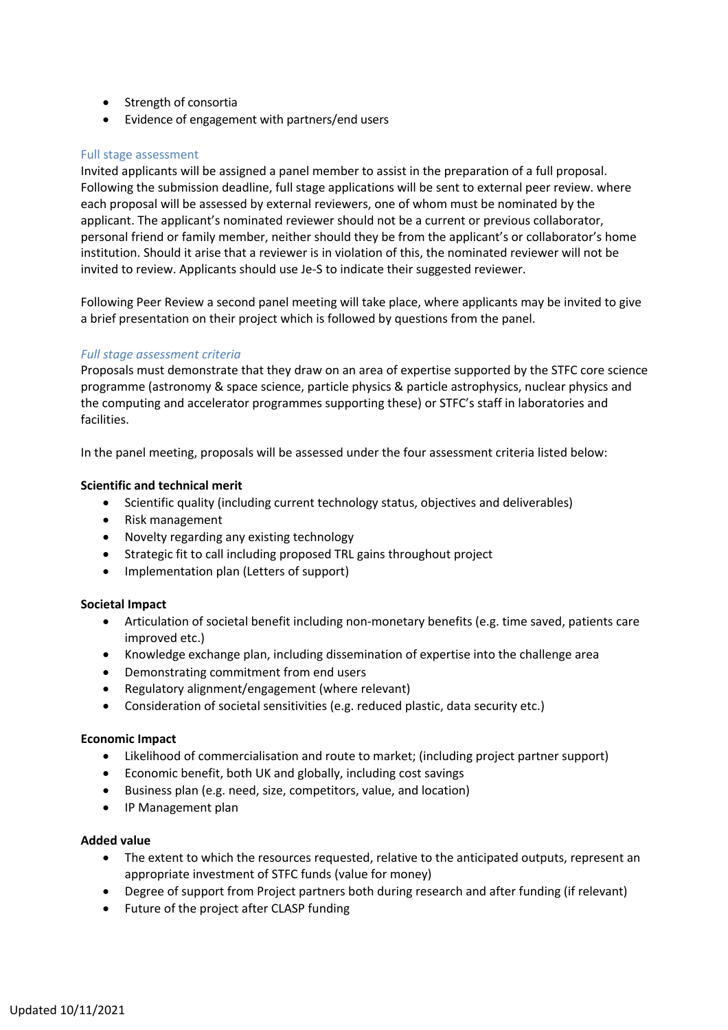- Strength of consortia
- Evidence of engagement with partners/end users

### Full stage assessment

Invited applicants will be assigned a panel member to assist in the preparation of a full proposal. Following the submission deadline, full stage applications will be sent to external peer review. where each proposal will be assessed by external reviewers, one of whom must be nominated by the applicant. The applicant's nominated reviewer should not be a current or previous collaborator, personal friend or family member, neither should they be from the applicant's or collaborator's home institution. Should it arise that a reviewer is in violation of this, the nominated reviewer will not be invited to review. Applicants should use Je-S to indicate their suggested reviewer.

Following Peer Review a second panel meeting will take place, where applicants may be invited to give a brief presentation on their project which is followed by questions from the panel.

#### *Full stage assessment criteria*

Proposals must demonstrate that they draw on an area of expertise supported by the STFC core science programme (astronomy & space science, particle physics & particle astrophysics, nuclear physics and the computing and accelerator programmes supporting these) or STFC's staff in laboratories and facilities.

In the panel meeting, proposals will be assessed under the four assessment criteria listed below:

**Scientific and technical merit**

- Scientific quality (including current technology status, objectives and deliverables)
- Risk management
- Novelty regarding any existing technology
- Strategic fit to call including proposed TRL gains throughout project
- Implementation plan (Letters of support)

**Societal Impact**

- Articulation of societal benefit including non-monetary benefits (e.g. time saved, patients care improved etc.)
- Knowledge exchange plan, including dissemination of expertise into the challenge area
- Demonstrating commitment from end users
- Regulatory alignment/engagement (where relevant)
- Consideration of societal sensitivities (e.g. reduced plastic, data security etc.)

**Economic Impact**

- Likelihood of commercialisation and route to market; (including project partner support)
- Economic benefit, both UK and globally, including cost savings
- Business plan (e.g. need, size, competitors, value, and location)
- IP Management plan

**Added value**

- The extent to which the resources requested, relative to the anticipated outputs, represent an appropriate investment of STFC funds (value for money)
- Degree of support from Project partners both during research and after funding (if relevant)
- Future of the project after CLASP funding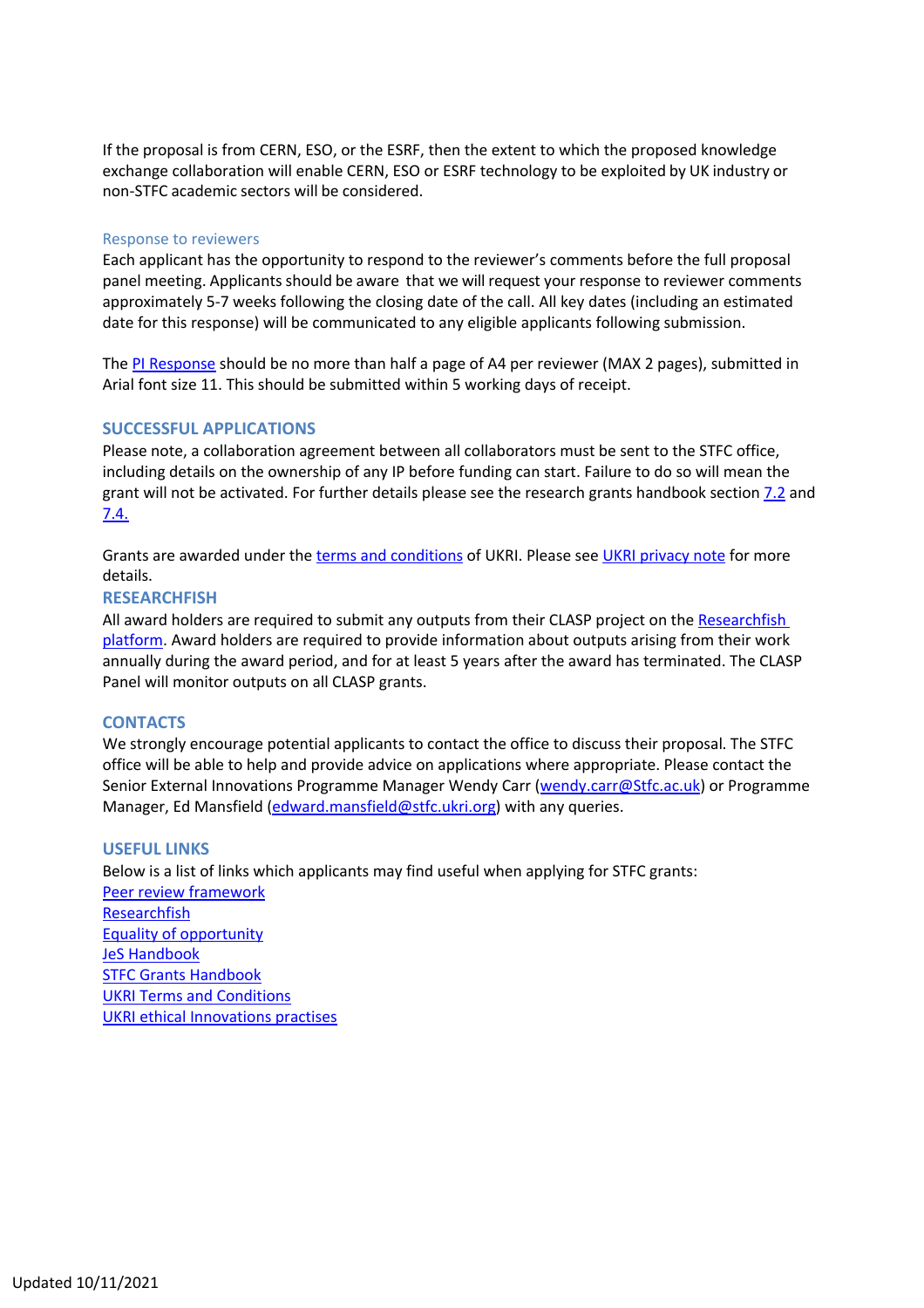If the proposal is from CERN, ESO, or the ESRF, then the extent to which the proposed knowledge exchange collaboration will enable CERN, ESO or ESRF technology to be exploited by UK industry or non-STFC academic sectors will be considered.

### Response to reviewers

Each applicant has the opportunity to respond to the reviewer's comments before the full proposal panel meeting. Applicants should be aware that we will request your response to reviewer comments approximately 5-7 weeks following the closing date of the call. All key dates (including an estimated date for this response) will be communicated to any eligible applicants following submission.

The PI Response should be no more than half a page of A4 per reviewer (MAX 2 pages), submitted in Arial font size 11. This should be submitted within 5 working days of receipt.

## SUCCESSFUL APPLICATIONS

Please note, a collaboration agreement between all collaborators must be sent to the STFC office, including details on the ownership of any IP before funding can start. Failure to do so will mean the grant will not be activated. For further details please see the research grants handbook section 7.2 and 7.4.

Grants are awarded under the terms and conditions of UKRI. Please see UKRI privacy note for more details.

## RESEARCHFISH

All award holders are required to submit any outputs from their CLASP project on the Researchfish platform. Award holders are required to provide information about outputs arising from their work annually during the award period, and for at least 5 years after the award has terminated. The CLASP Panel will monitor outputs on all CLASP grants.

## CONTACTS

We strongly encourage potential applicants to contact the office to discuss their proposal. The STFC office will be able to help and provide advice on applications where appropriate. Please contact the Senior External Innovations Programme Manager Wendy Carr (wendy.carr@Stfc.ac.uk) or Programme Manager, Ed Mansfield (edward.mansfield@stfc.ukri.org) with any queries.

## USEFUL LINKS

Below is a list of links which applicants may find useful when applying for STFC grants:

Peer review framework  
Researchfish  
Equality of opportunity  
JeS Handbook  
STFC Grants Handbook  
UKRI Terms and Conditions  
UKRI ethical Innovations practises

Updated 10/11/2021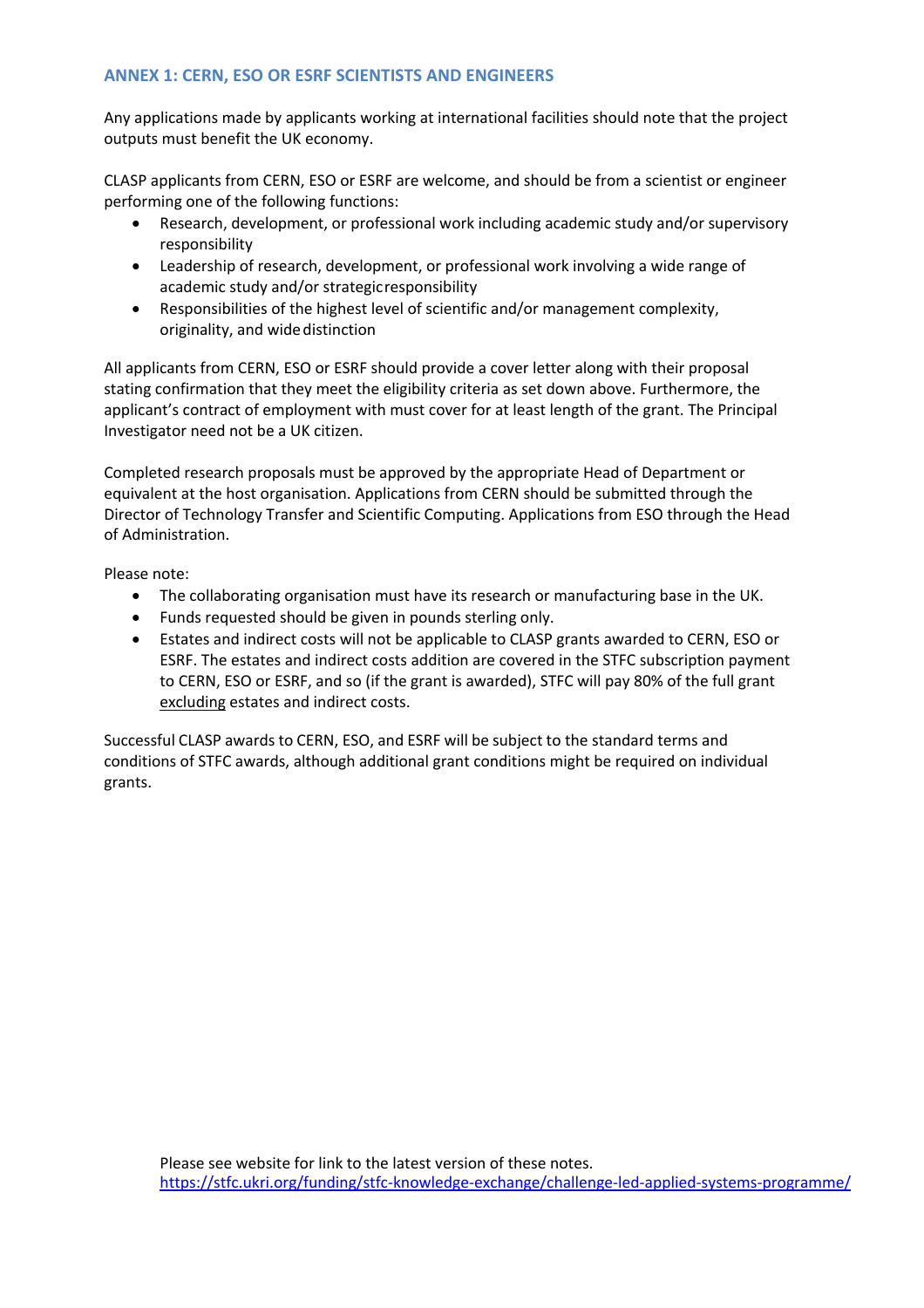## ANNEX 1: CERN, ESO OR ESRF SCIENTISTS AND ENGINEERS

Any applications made by applicants working at international facilities should note that the project outputs must benefit the UK economy.

CLASP applicants from CERN, ESO or ESRF are welcome, and should be from a scientist or engineer performing one of the following functions:

- Research, development, or professional work including academic study and/or supervisory responsibility
- Leadership of research, development, or professional work involving a wide range of academic study and/or strategic responsibility
- Responsibilities of the highest level of scientific and/or management complexity, originality, and wide distinction

All applicants from CERN, ESO or ESRF should provide a cover letter along with their proposal stating confirmation that they meet the eligibility criteria as set down above. Furthermore, the applicant's contract of employment with must cover for at least length of the grant. The Principal Investigator need not be a UK citizen.

Completed research proposals must be approved by the appropriate Head of Department or equivalent at the host organisation. Applications from CERN should be submitted through the Director of Technology Transfer and Scientific Computing. Applications from ESO through the Head of Administration.

Please note:

- The collaborating organisation must have its research or manufacturing base in the UK.
- Funds requested should be given in pounds sterling only.
- Estates and indirect costs will not be applicable to CLASP grants awarded to CERN, ESO or ESRF. The estates and indirect costs addition are covered in the STFC subscription payment to CERN, ESO or ESRF, and so (if the grant is awarded), STFC will pay 80% of the full grant <u>excluding</u> estates and indirect costs.

Successful CLASP awards to CERN, ESO, and ESRF will be subject to the standard terms and conditions of STFC awards, although additional grant conditions might be required on individual grants.

Please see website for link to the latest version of these notes.
https://stfc.ukri.org/funding/stfc-knowledge-exchange/challenge-led-applied-systems-programme/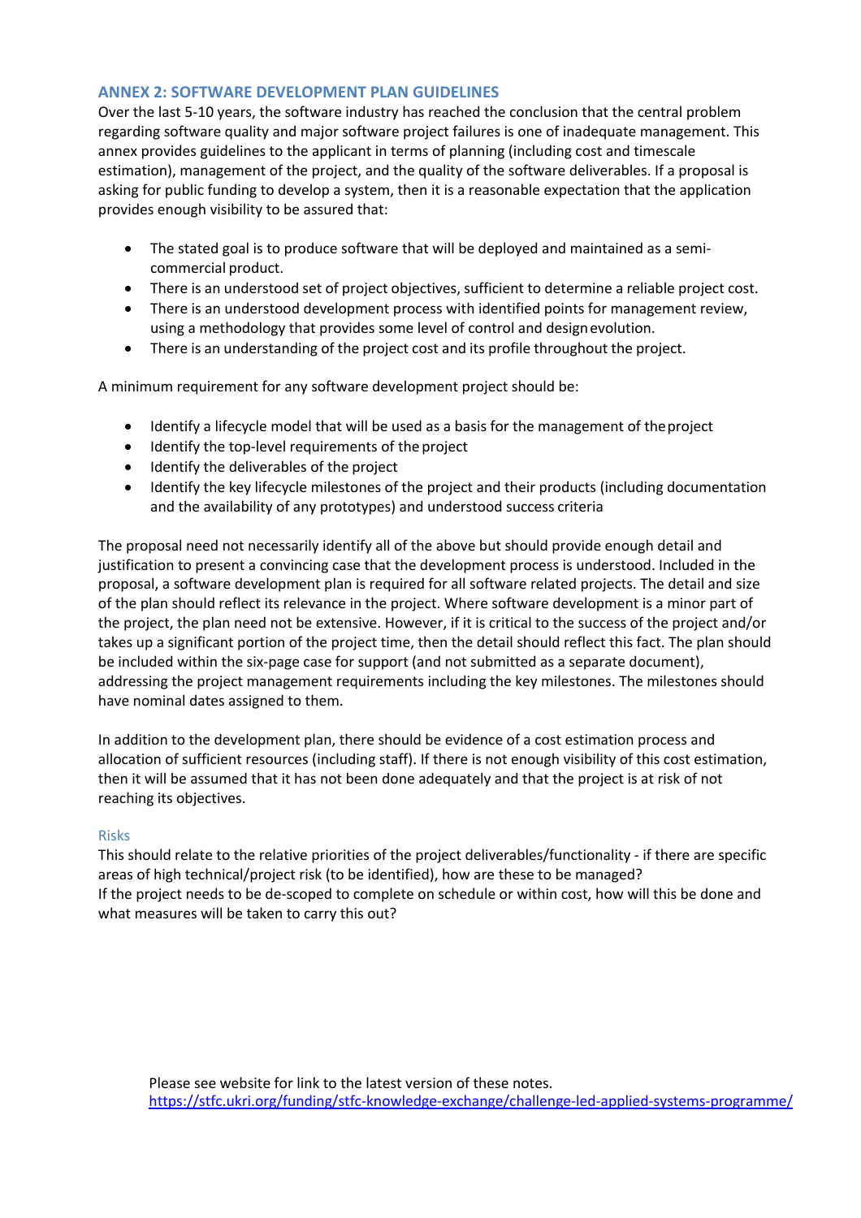## ANNEX 2: SOFTWARE DEVELOPMENT PLAN GUIDELINES

Over the last 5-10 years, the software industry has reached the conclusion that the central problem regarding software quality and major software project failures is one of inadequate management. This annex provides guidelines to the applicant in terms of planning (including cost and timescale estimation), management of the project, and the quality of the software deliverables. If a proposal is asking for public funding to develop a system, then it is a reasonable expectation that the application provides enough visibility to be assured that:

- The stated goal is to produce software that will be deployed and maintained as a semi-commercial product.
- There is an understood set of project objectives, sufficient to determine a reliable project cost.
- There is an understood development process with identified points for management review, using a methodology that provides some level of control and design evolution.
- There is an understanding of the project cost and its profile throughout the project.

A minimum requirement for any software development project should be:

- Identify a lifecycle model that will be used as a basis for the management of the project
- Identify the top-level requirements of the project
- Identify the deliverables of the project
- Identify the key lifecycle milestones of the project and their products (including documentation and the availability of any prototypes) and understood success criteria

The proposal need not necessarily identify all of the above but should provide enough detail and justification to present a convincing case that the development process is understood. Included in the proposal, a software development plan is required for all software related projects. The detail and size of the plan should reflect its relevance in the project. Where software development is a minor part of the project, the plan need not be extensive. However, if it is critical to the success of the project and/or takes up a significant portion of the project time, then the detail should reflect this fact. The plan should be included within the six-page case for support (and not submitted as a separate document), addressing the project management requirements including the key milestones. The milestones should have nominal dates assigned to them.

In addition to the development plan, there should be evidence of a cost estimation process and allocation of sufficient resources (including staff). If there is not enough visibility of this cost estimation, then it will be assumed that it has not been done adequately and that the project is at risk of not reaching its objectives.

### Risks

This should relate to the relative priorities of the project deliverables/functionality - if there are specific areas of high technical/project risk (to be identified), how are these to be managed?
If the project needs to be de-scoped to complete on schedule or within cost, how will this be done and what measures will be taken to carry this out?

Please see website for link to the latest version of these notes.
https://stfc.ukri.org/funding/stfc-knowledge-exchange/challenge-led-applied-systems-programme/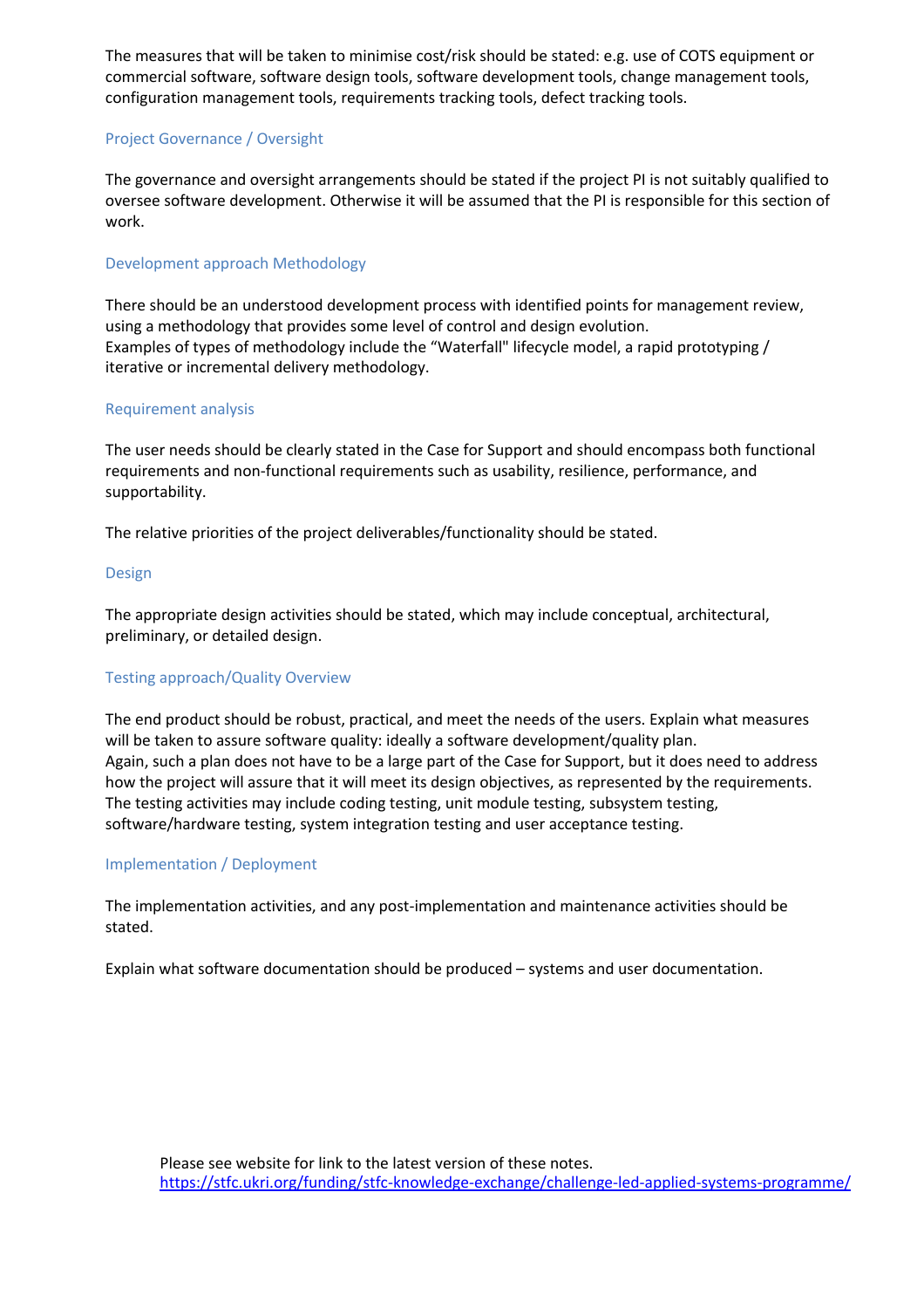The measures that will be taken to minimise cost/risk should be stated: e.g. use of COTS equipment or commercial software, software design tools, software development tools, change management tools, configuration management tools, requirements tracking tools, defect tracking tools.

### Project Governance / Oversight

The governance and oversight arrangements should be stated if the project PI is not suitably qualified to oversee software development. Otherwise it will be assumed that the PI is responsible for this section of work.

### Development approach Methodology

There should be an understood development process with identified points for management review, using a methodology that provides some level of control and design evolution.
Examples of types of methodology include the "Waterfall" lifecycle model, a rapid prototyping / iterative or incremental delivery methodology.

### Requirement analysis

The user needs should be clearly stated in the Case for Support and should encompass both functional requirements and non-functional requirements such as usability, resilience, performance, and supportability.

The relative priorities of the project deliverables/functionality should be stated.

### Design

The appropriate design activities should be stated, which may include conceptual, architectural, preliminary, or detailed design.

### Testing approach/Quality Overview

The end product should be robust, practical, and meet the needs of the users. Explain what measures will be taken to assure software quality: ideally a software development/quality plan.
Again, such a plan does not have to be a large part of the Case for Support, but it does need to address how the project will assure that it will meet its design objectives, as represented by the requirements.
The testing activities may include coding testing, unit module testing, subsystem testing, software/hardware testing, system integration testing and user acceptance testing.

### Implementation / Deployment

The implementation activities, and any post-implementation and maintenance activities should be stated.

Explain what software documentation should be produced – systems and user documentation.

Please see website for link to the latest version of these notes.
https://stfc.ukri.org/funding/stfc-knowledge-exchange/challenge-led-applied-systems-programme/